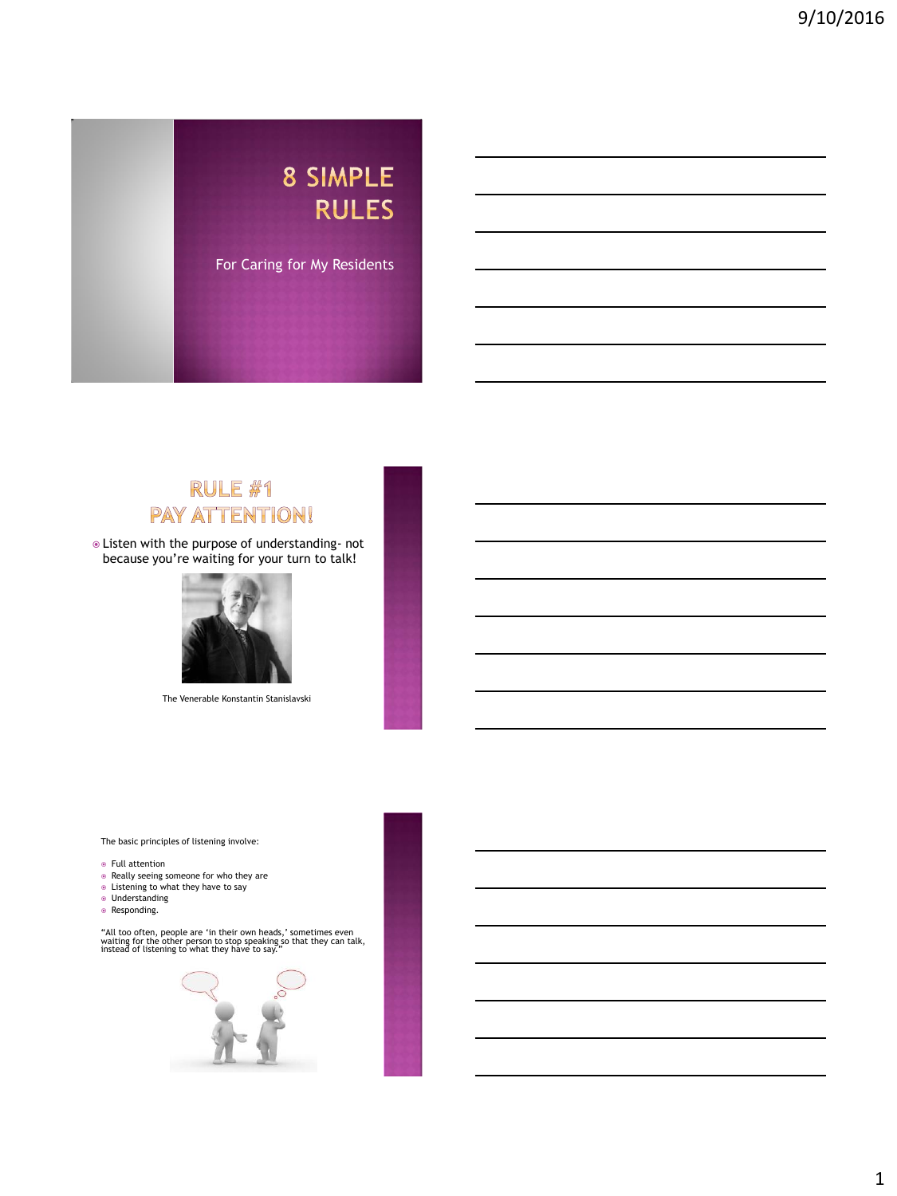# 8 SIMPLE RULES

For Caring for My Residents

## RULE #1 PAY ATTENTION!

- Listen with the purpose of understanding- not because you're waiting for your turn to talk!

The Venerable Konstantin Stanislavski

The basic principles of listening involve:

- Full attention
- Really seeing someone for who they are
- Listening to what they have to say
- Understanding
- Responding.

"All too often, people are 'in their own heads,' sometimes even waiting for the other person to stop speaking so that they can talk, instead of listening to what they have to say."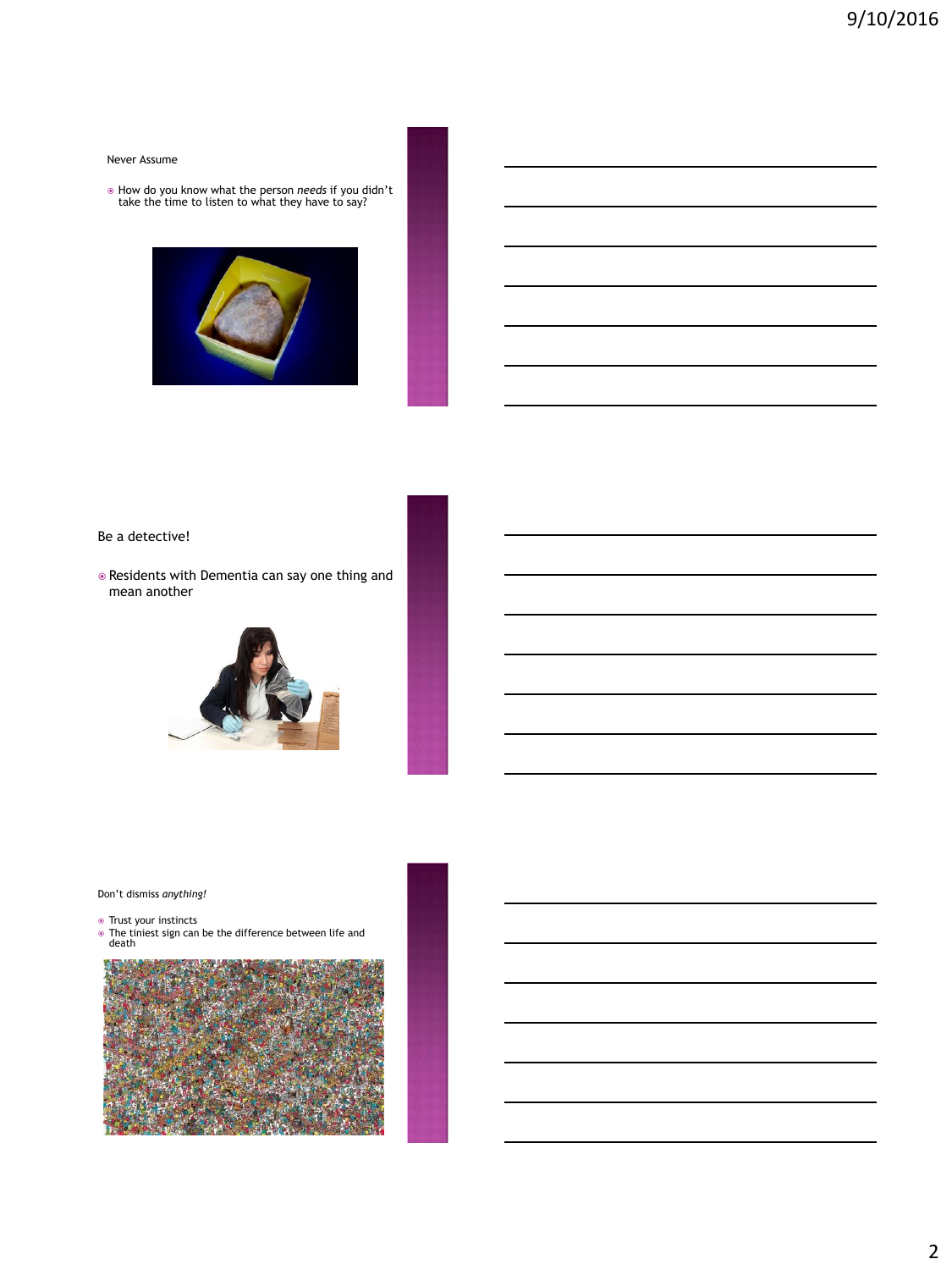## Never Assume

- How do you know what the person *needs* if you didn't take the time to listen to what they have to say?

## Be a detective!

- Residents with Dementia can say one thing and mean another

## Don't dismiss *anything!*

- Trust your instincts
- The tiniest sign can be the difference between life and death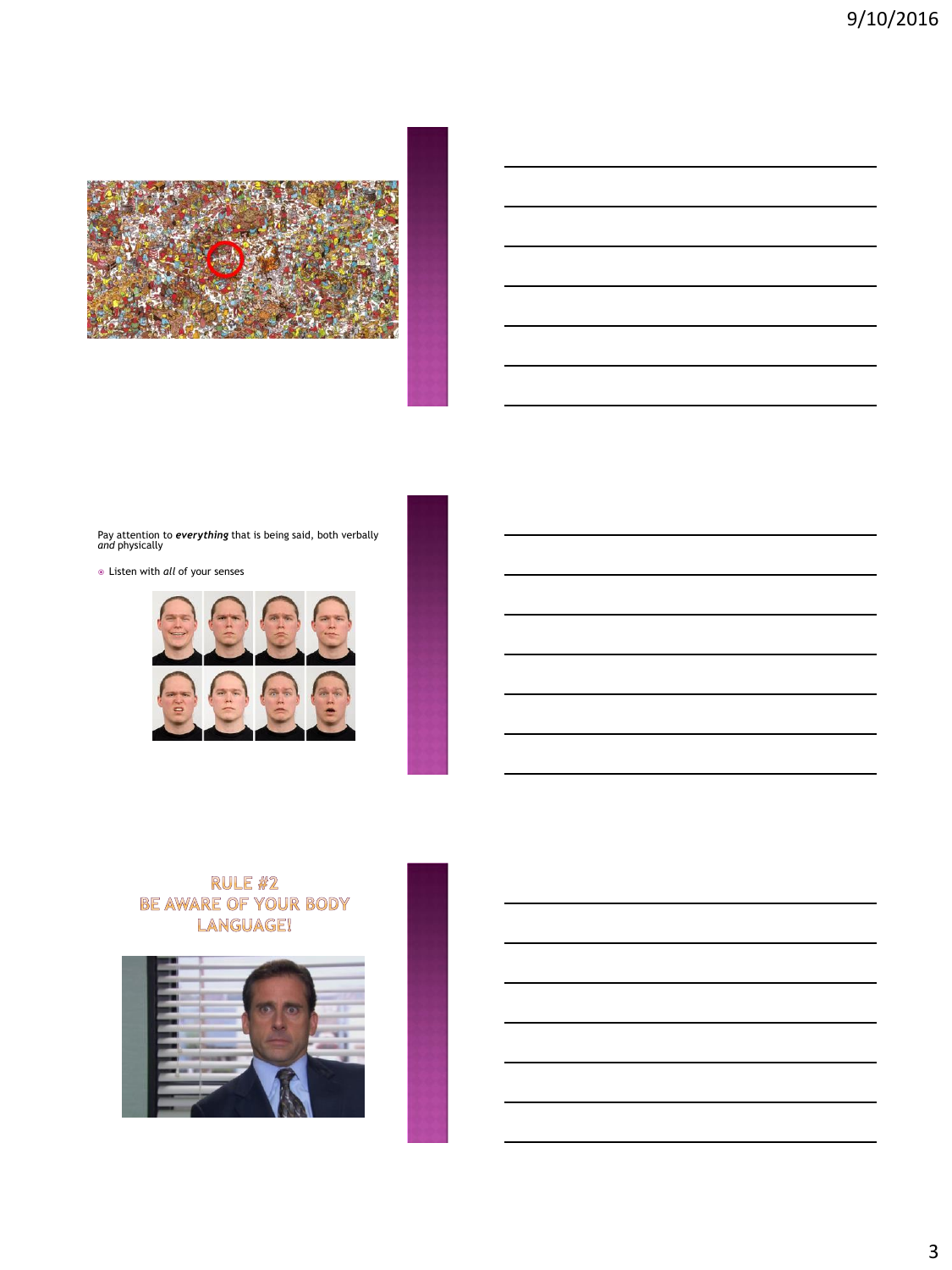Pay attention to ***everything*** that is being said, both verbally *and* physically

- Listen with *all* of your senses

## RULE #2
## BE AWARE OF YOUR BODY LANGUAGE!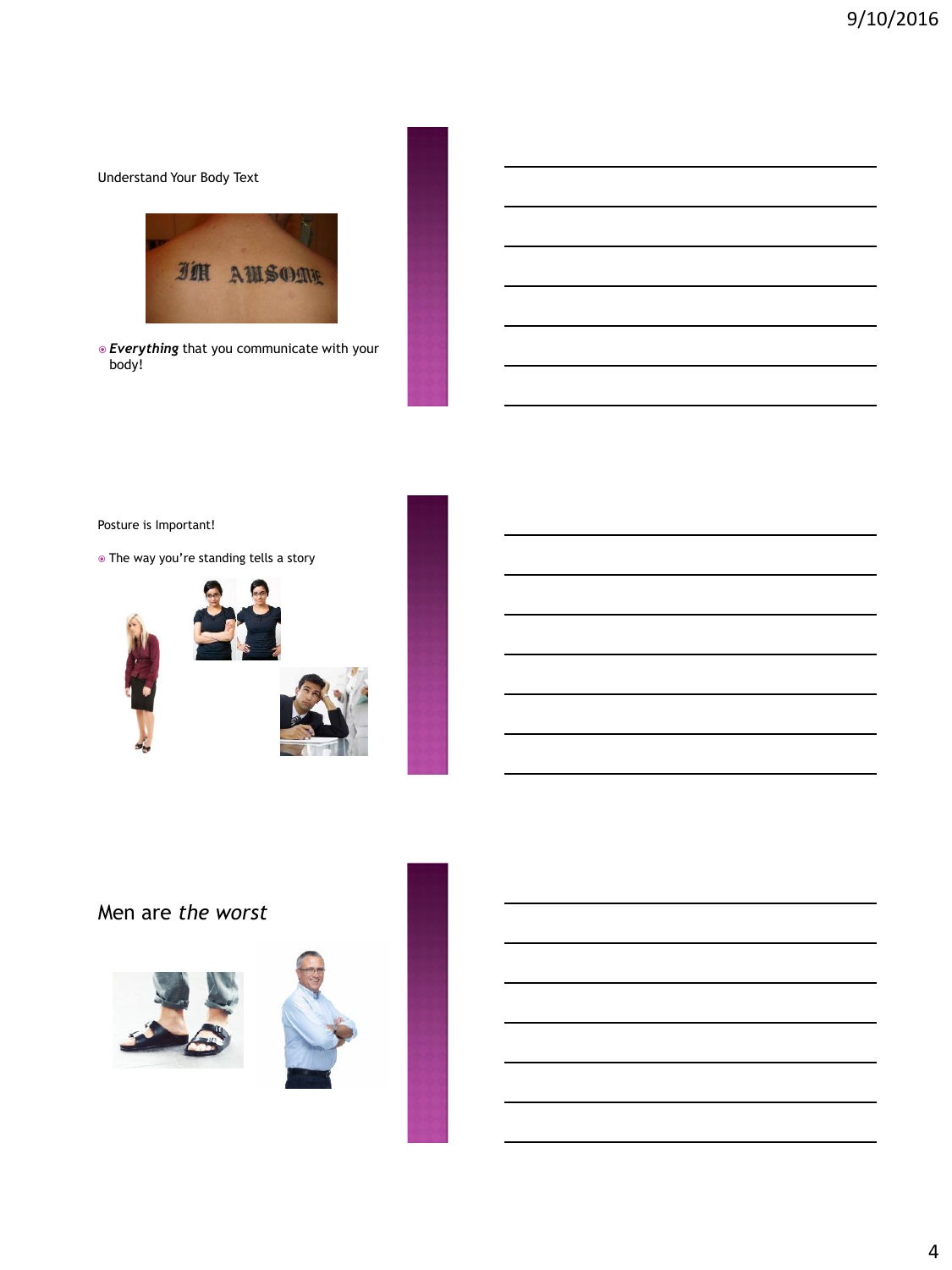Understand Your Body Text

- ***Everything*** that you communicate with your body!

Posture is Important!

- The way you're standing tells a story

## Men are *the worst*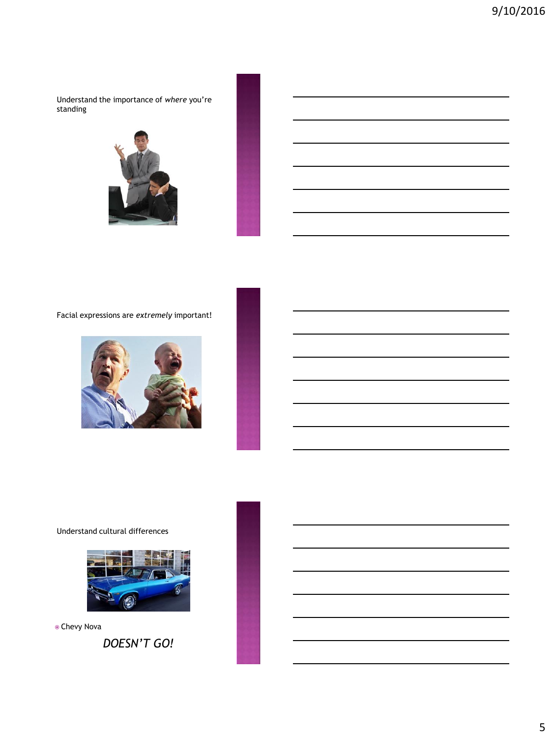Understand the importance of *where* you're standing

Facial expressions are *extremely* important!

Understand cultural differences

- Chevy Nova

*DOESN'T GO!*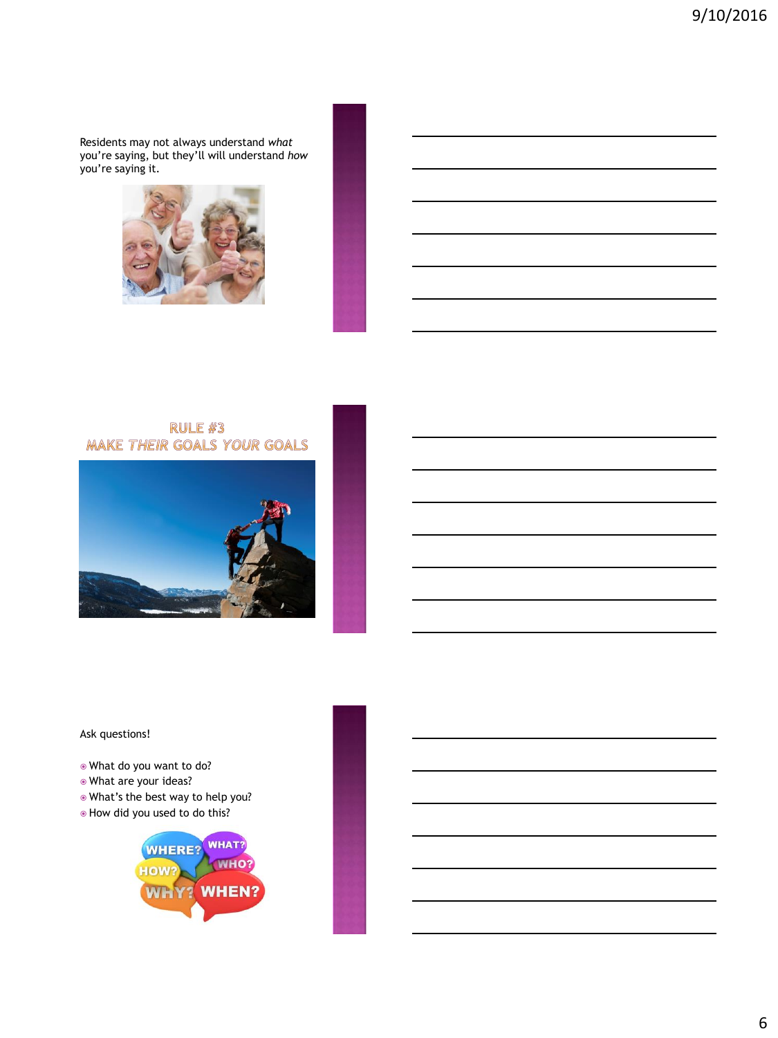Residents may not always understand *what* you're saying, but they'll will understand *how* you're saying it.

## RULE #3
## *MAKE THEIR GOALS YOUR GOALS*

Ask questions!

- What do you want to do?
- What are your ideas?
- What's the best way to help you?
- How did you used to do this?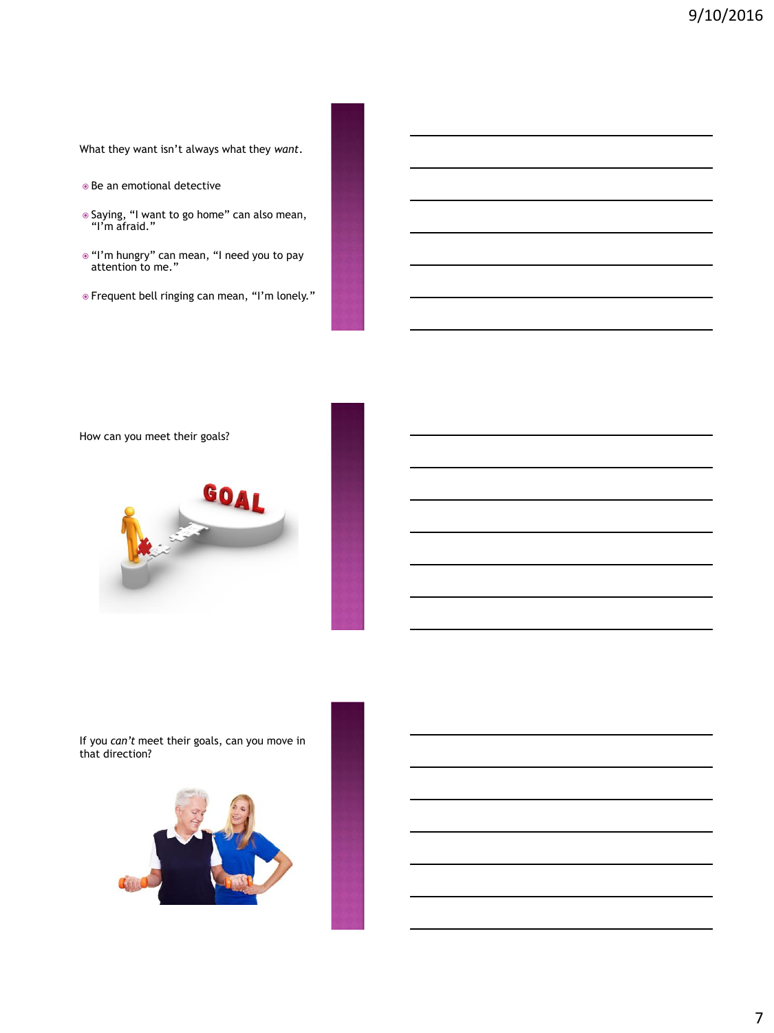What they want isn't always what they *want*.

- Be an emotional detective
- Saying, "I want to go home" can also mean, "I'm afraid."
- "I'm hungry" can mean, "I need you to pay attention to me."
- Frequent bell ringing can mean, "I'm lonely."

How can you meet their goals?

If you *can't* meet their goals, can you move in that direction?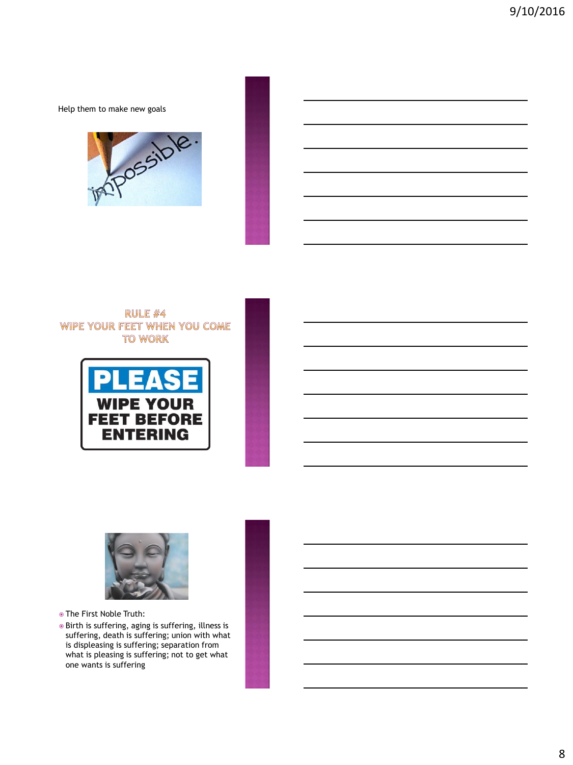Help them to make new goals

## RULE #4
## WIPE YOUR FEET WHEN YOU COME TO WORK

PLEASE WIPE YOUR FEET BEFORE ENTERING

- The First Noble Truth:
- Birth is suffering, aging is suffering, illness is suffering, death is suffering; union with what is displeasing is suffering; separation from what is pleasing is suffering; not to get what one wants is suffering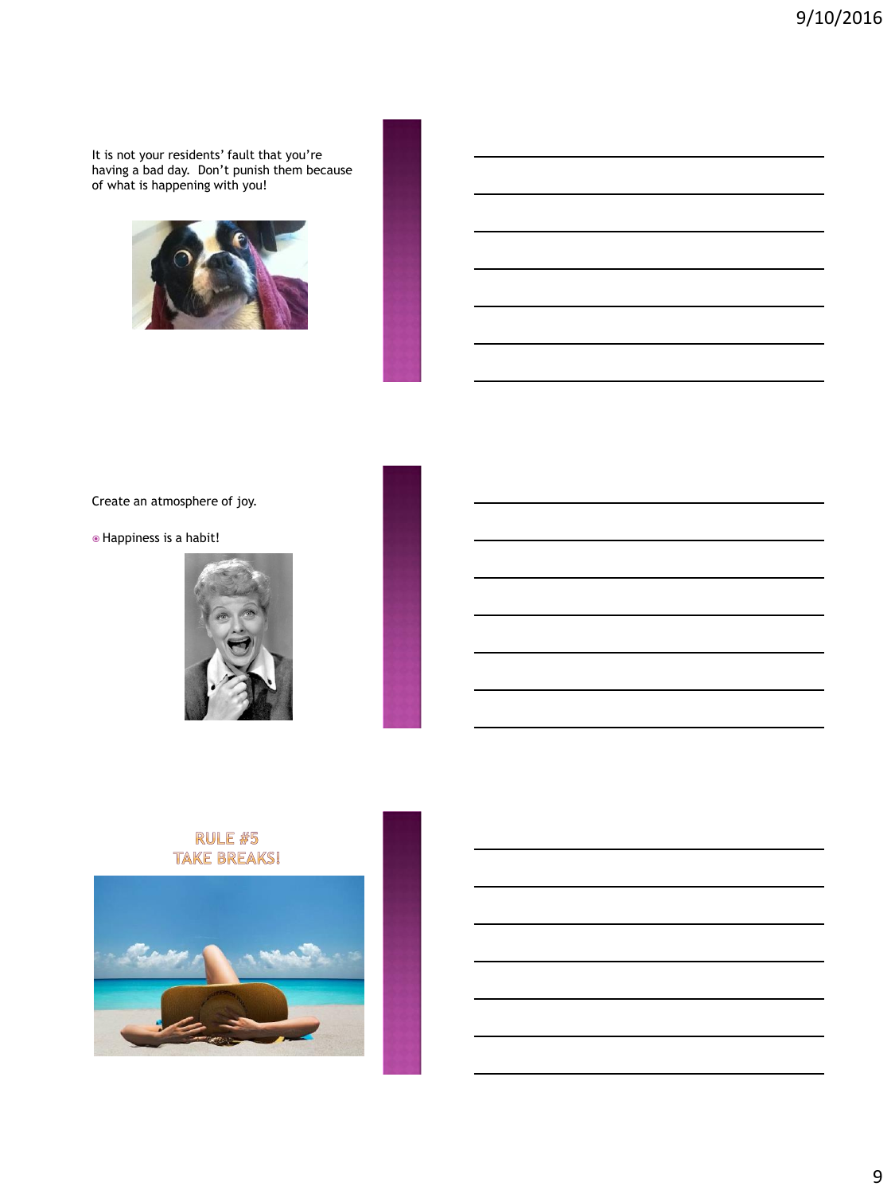It is not your residents' fault that you're having a bad day. Don't punish them because of what is happening with you!

Create an atmosphere of joy.

- Happiness is a habit!

## RULE #5
## TAKE BREAKS!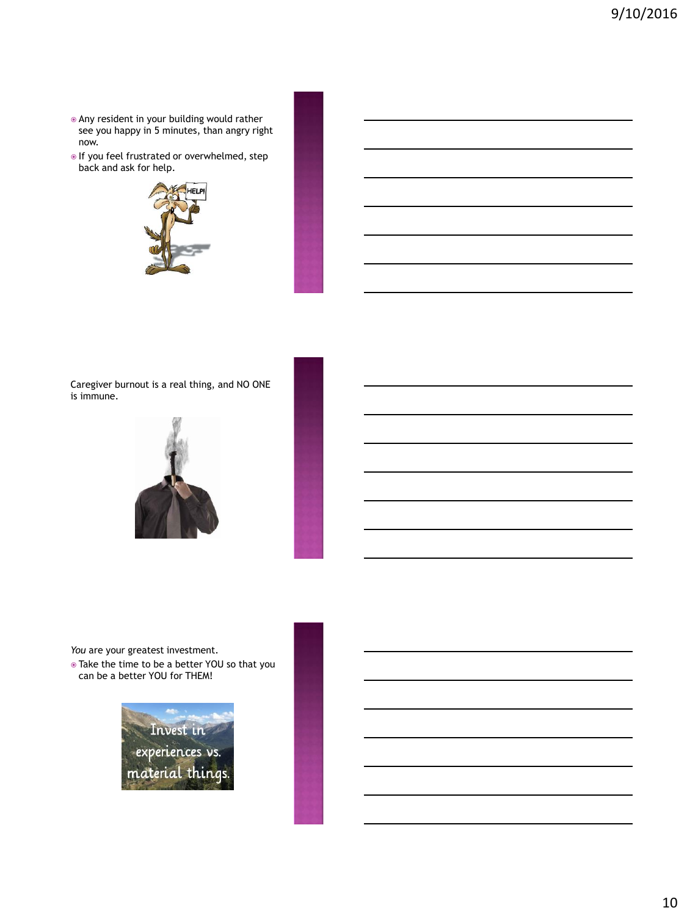- Any resident in your building would rather see you happy in 5 minutes, than angry right now.
- If you feel frustrated or overwhelmed, step back and ask for help.

Caregiver burnout is a real thing, and NO ONE is immune.

*You* are your greatest investment.

- Take the time to be a better YOU so that you can be a better YOU for THEM!

Invest in experiences vs. material things.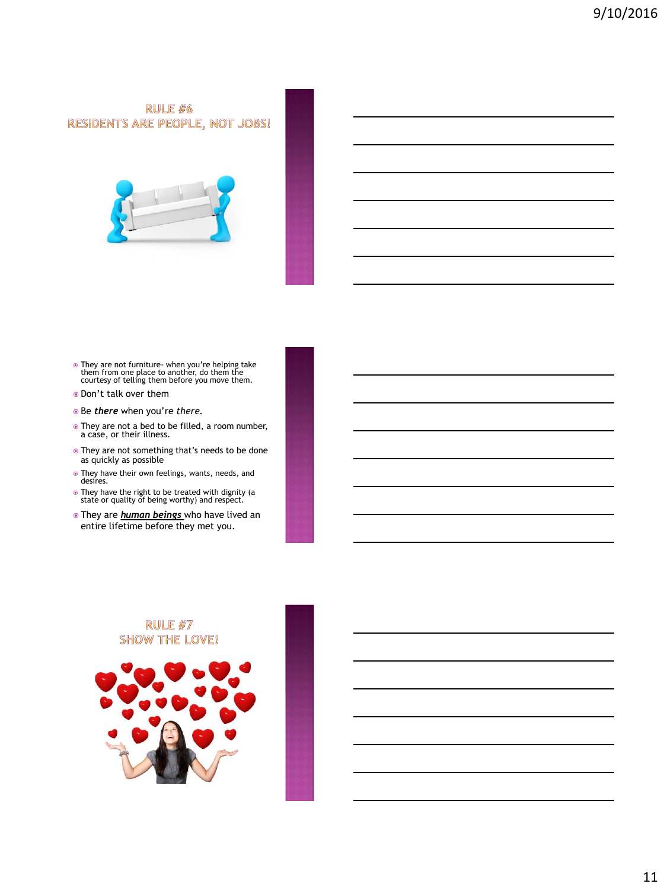## RULE #6
## RESIDENTS ARE PEOPLE, NOT JOBS!

- They are not furniture- when you're helping take them from one place to another, do them the courtesy of telling them before you move them.
- Don't talk over them
- Be ***there*** when you're *there*.
- They are not a bed to be filled, a room number, a case, or their illness.
- They are not something that's needs to be done as quickly as possible
- They have their own feelings, wants, needs, and desires.
- They have the right to be treated with dignity (a state or quality of being worthy) and respect.
- They are ***human beings*** who have lived an entire lifetime before they met you.

## RULE #7
## SHOW THE LOVE!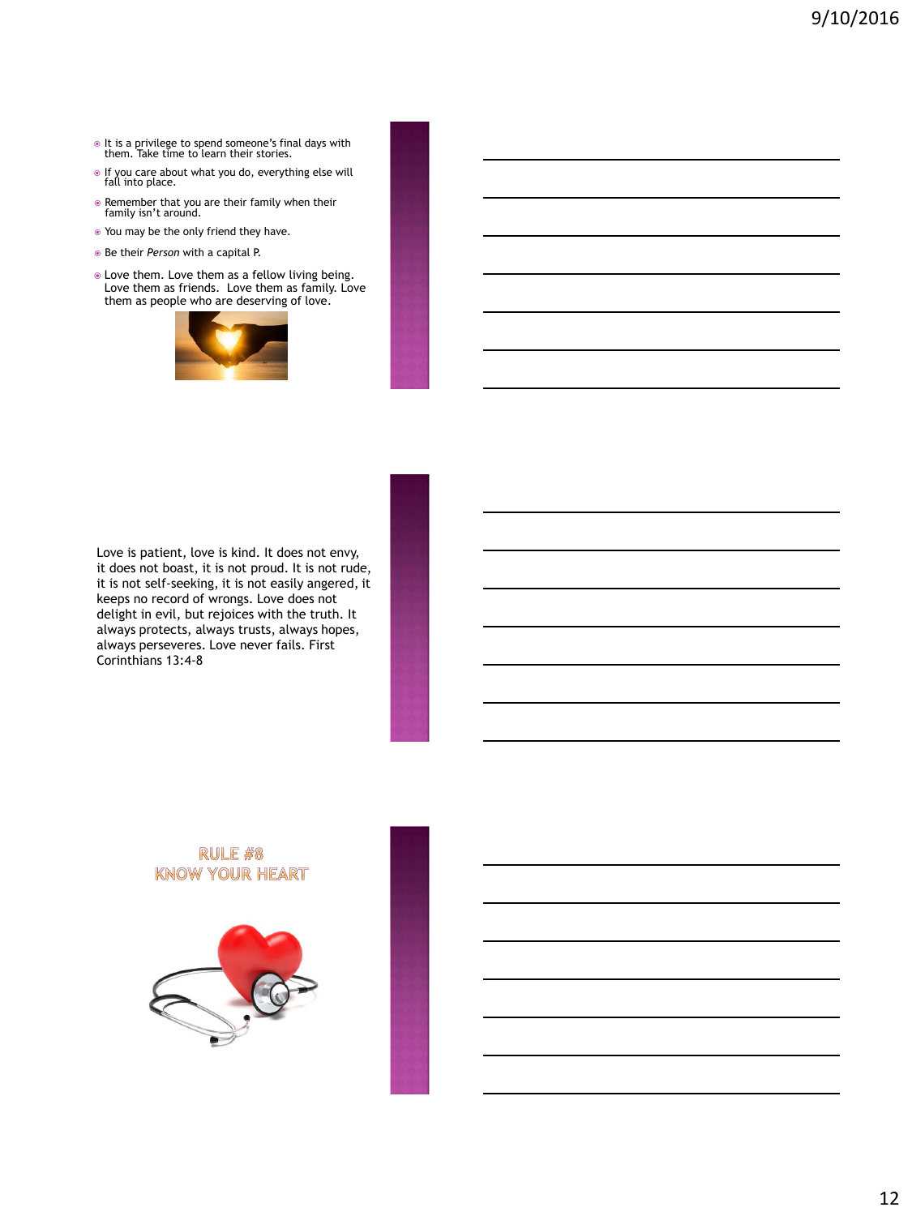- It is a privilege to spend someone's final days with them. Take time to learn their stories.
- If you care about what you do, everything else will fall into place.
- Remember that you are their family when their family isn't around.
- You may be the only friend they have.
- Be their *Person* with a capital P.
- Love them. Love them as a fellow living being. Love them as friends. Love them as family. Love them as people who are deserving of love.

Love is patient, love is kind. It does not envy, it does not boast, it is not proud. It is not rude, it is not self-seeking, it is not easily angered, it keeps no record of wrongs. Love does not delight in evil, but rejoices with the truth. It always protects, always trusts, always hopes, always perseveres. Love never fails. First Corinthians 13:4-8

## RULE #8
## KNOW YOUR HEART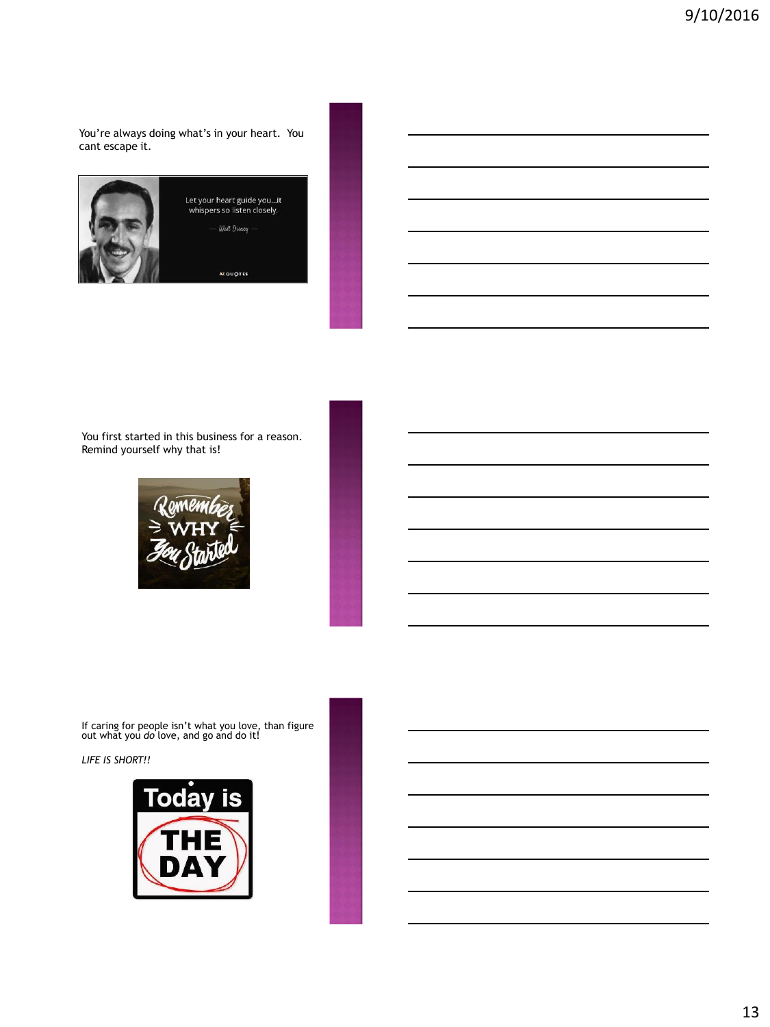You're always doing what's in your heart. You cant escape it.

Let your heart guide you...it whispers so listen closely.

— Walt Disney —

You first started in this business for a reason. Remind yourself why that is!

Remember WHY You Started

If caring for people isn't what you love, than figure out what you *do* love, and go and do it!

*LIFE IS SHORT!!*

Today is THE DAY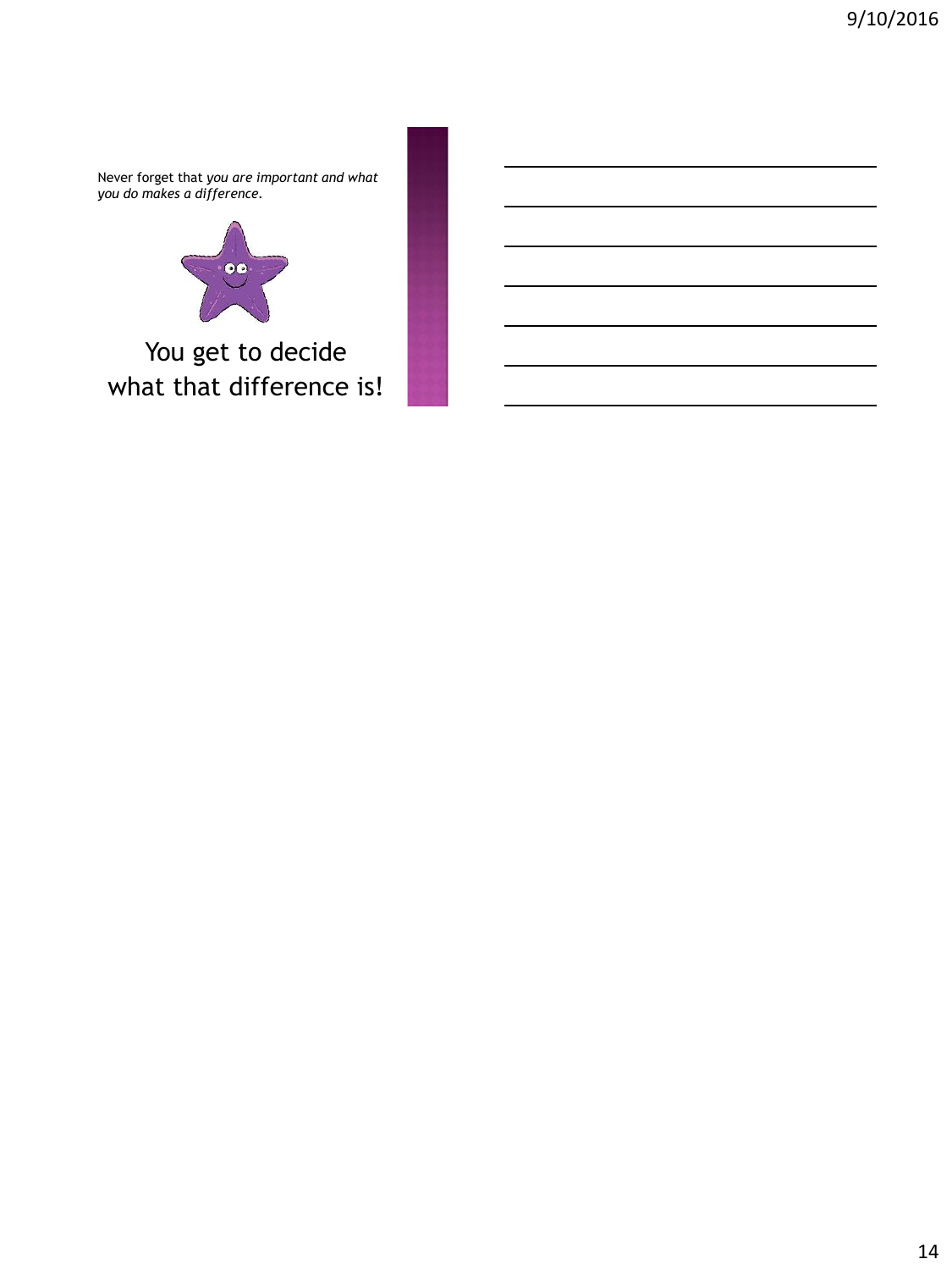Never forget that *you are important and what you do makes a difference*.

You get to decide what that difference is!